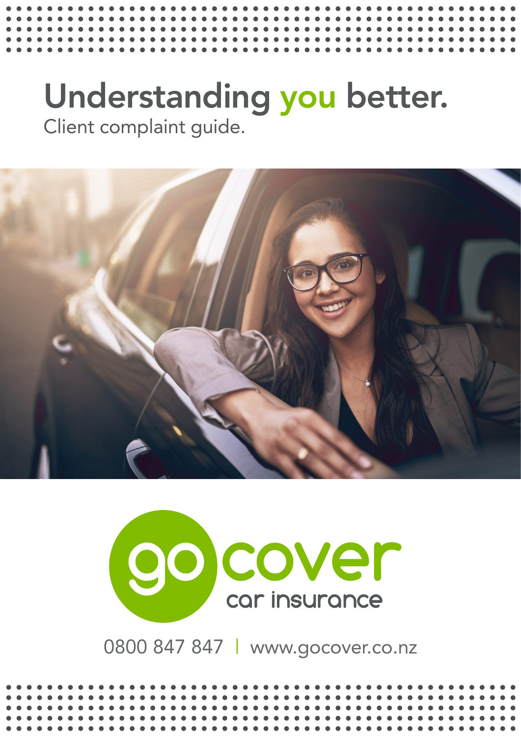# Understanding you better.

Client complaint guide.

go cover
car insurance

0800 847 847 | www.gocover.co.nz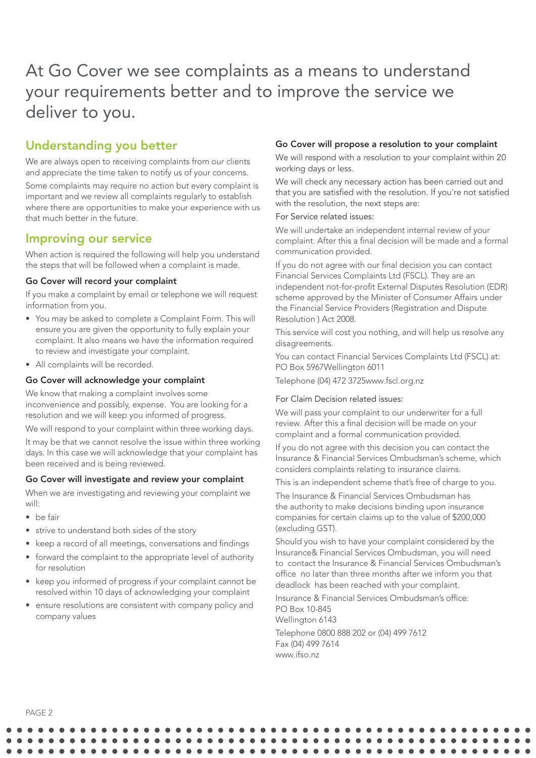# At Go Cover we see complaints as a means to understand your requirements better and to improve the service we deliver to you.

## Understanding you better

We are always open to receiving complaints from our clients and appreciate the time taken to notify us of your concerns.

Some complaints may require no action but every complaint is important and we review all complaints regularly to establish where there are opportunities to make your experience with us that much better in the future.

## Improving our service

When action is required the following will help you understand the steps that will be followed when a complaint is made.

### Go Cover will record your complaint

If you make a complaint by email or telephone we will request information from you.

- You may be asked to complete a Complaint Form. This will ensure you are given the opportunity to fully explain your complaint. It also means we have the information required to review and investigate your complaint.
- All complaints will be recorded.

### Go Cover will acknowledge your complaint

We know that making a complaint involves some inconvenience and possibly, expense. You are looking for a resolution and we will keep you informed of progress.

We will respond to your complaint within three working days.

It may be that we cannot resolve the issue within three working days. In this case we will acknowledge that your complaint has been received and is being reviewed.

### Go Cover will investigate and review your complaint

When we are investigating and reviewing your complaint we will:

- be fair
- strive to understand both sides of the story
- keep a record of all meetings, conversations and findings
- forward the complaint to the appropriate level of authority for resolution
- keep you informed of progress if your complaint cannot be resolved within 10 days of acknowledging your complaint
- ensure resolutions are consistent with company policy and company values

### Go Cover will propose a resolution to your complaint

We will respond with a resolution to your complaint within 20 working days or less.

We will check any necessary action has been carried out and that you are satisfied with the resolution. If you're not satisfied with the resolution, the next steps are:

For Service related issues:

We will undertake an independent internal review of your complaint. After this a final decision will be made and a formal communication provided.

If you do not agree with our final decision you can contact Financial Services Complaints Ltd (FSCL). They are an independent not-for-profit External Disputes Resolution (EDR) scheme approved by the Minister of Consumer Affairs under the Financial Service Providers (Registration and Dispute Resolution ) Act 2008.

This service will cost you nothing, and will help us resolve any disagreements.

You can contact Financial Services Complaints Ltd (FSCL) at:
PO Box 5967Wellington 6011

Telephone (04) 472 3725www.fscl.org.nz

For Claim Decision related issues:

We will pass your complaint to our underwriter for a full review. After this a final decision will be made on your complaint and a formal communication provided.

If you do not agree with this decision you can contact the Insurance & Financial Services Ombudsman's scheme, which considers complaints relating to insurance claims.

This is an independent scheme that's free of charge to you.

The Insurance & Financial Services Ombudsman has the authority to make decisions binding upon insurance companies for certain claims up to the value of $200,000 (excluding GST).

Should you wish to have your complaint considered by the Insurance& Financial Services Ombudsman, you will need to contact the Insurance & Financial Services Ombudsman's office no later than three months after we inform you that deadlock has been reached with your complaint.

Insurance & Financial Services Ombudsman's office:
PO Box 10-845
Wellington 6143

Telephone 0800 888 202 or (04) 499 7612
Fax (04) 499 7614
www.ifso.nz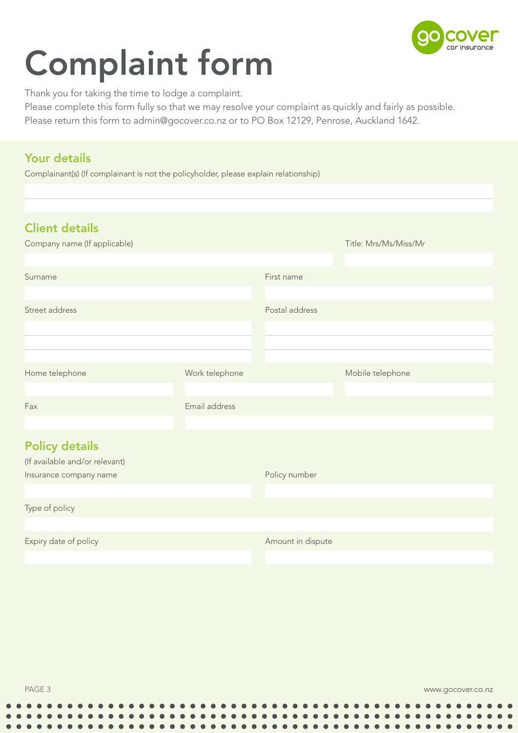# Complaint form

Thank you for taking the time to lodge a complaint.

Please complete this form fully so that we may resolve your complaint as quickly and fairly as possible.

Please return this form to admin@gocover.co.nz or to PO Box 12129, Penrose, Auckland 1642.

## Your details

Complainant(s) (If complainant is not the policyholder, please explain relationship)

## Client details

Company name (If applicable)

Title: Mrs/Ms/Miss/Mr

Surname

First name

Street address

Postal address

Home telephone

Work telephone

Mobile telephone

Fax

Email address

## Policy details

(If available and/or relevant)

Insurance company name

Policy number

Type of policy

Expiry date of policy

Amount in dispute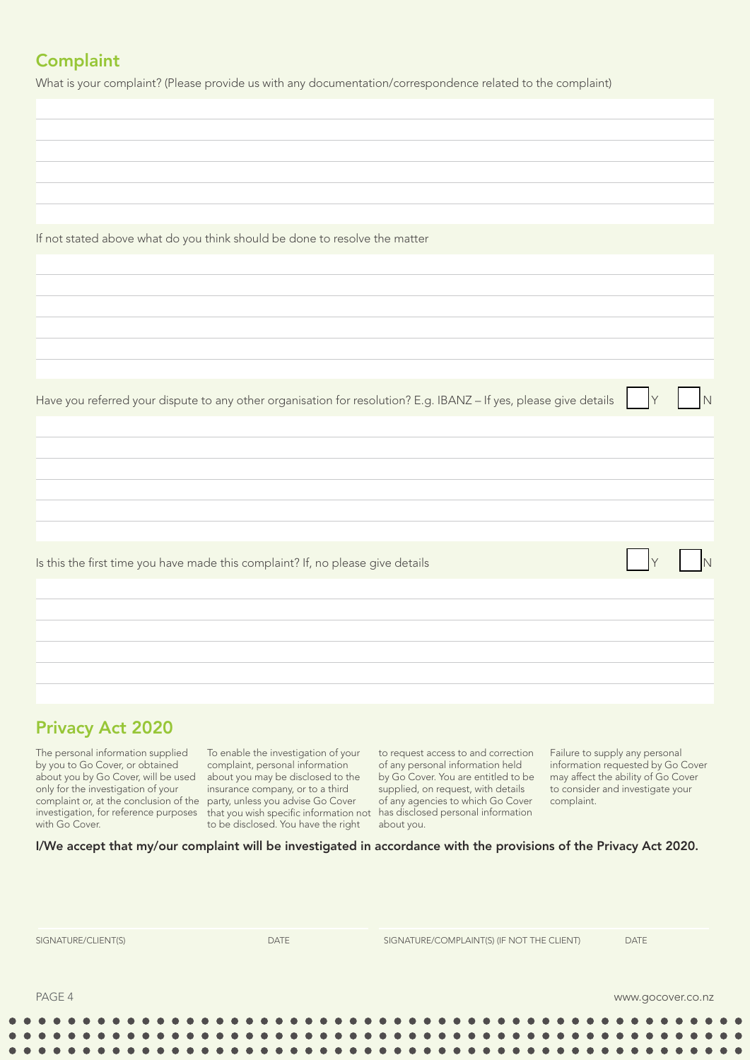## Complaint

What is your complaint? (Please provide us with any documentation/correspondence related to the complaint)

If not stated above what do you think should be done to resolve the matter

Have you referred your dispute to any other organisation for resolution? E.g. IBANZ – If yes, please give details ☐ Y ☐ N

Is this the first time you have made this complaint? If, no please give details ☐ Y ☐ N

## Privacy Act 2020

The personal information supplied by you to Go Cover, or obtained about you by Go Cover, will be used only for the investigation of your complaint or, at the conclusion of the investigation, for reference purposes with Go Cover.

To enable the investigation of your complaint, personal information about you may be disclosed to the insurance company, or to a third party, unless you advise Go Cover that you wish specific information not to be disclosed. You have the right to request access to and correction of any personal information held by Go Cover. You are entitled to be supplied, on request, with details of any agencies to which Go Cover has disclosed personal information about you.

Failure to supply any personal information requested by Go Cover may affect the ability of Go Cover to consider and investigate your complaint.

**I/We accept that my/our complaint will be investigated in accordance with the provisions of the Privacy Act 2020.**

SIGNATURE/CLIENT(S) DATE

SIGNATURE/COMPLAINT(S) (IF NOT THE CLIENT) DATE

www.gocover.co.nz